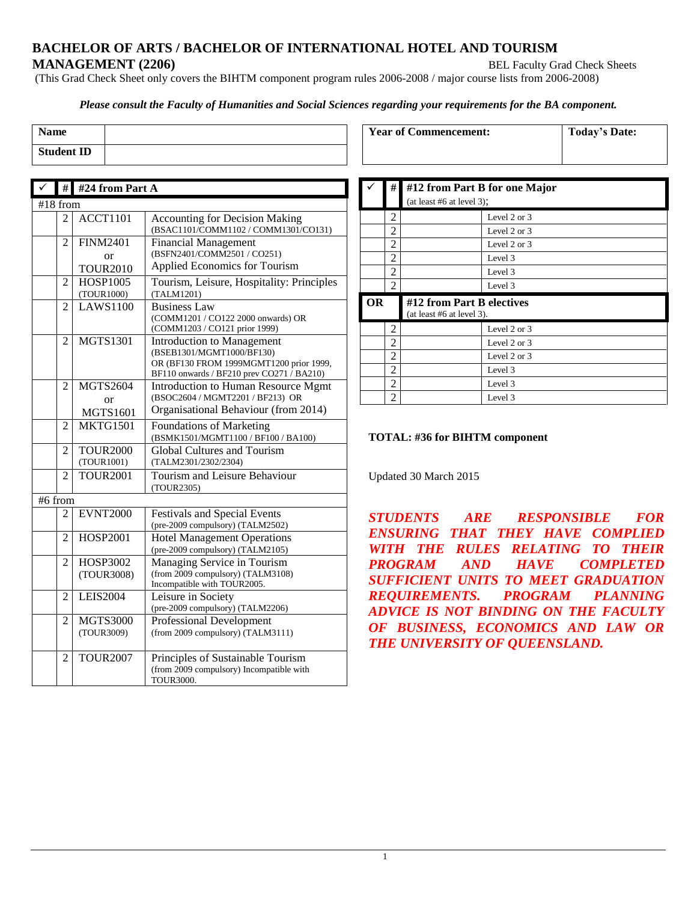# BACHELOR OF ARTS / BACHELOR OF INTERNATIONAL HOTEL AND TOURISM MANAGEMENT (2206)

BEL Faculty Grad Check Sheets

(This Grad Check Sheet only covers the BIHTM component program rules 2006-2008 / major course lists from 2006-2008)

***Please consult the Faculty of Humanities and Social Sciences regarding your requirements for the BA component.***

| Name | |
|---|---|
| Student ID | |

| Year of Commencement: | Today's Date: |
|---|---|
| | |

| ✓ | # | #24 from Part A | |
|---|---|---|---|
| #18 from | | | |
| | 2 | ACCT1101 | Accounting for Decision Making (BSAC1101/COMM1102 / COMM1301/CO131) |
| | 2 | FINM2401 or TOUR2010 | Financial Management (BSFN2401/COMM2501 / CO251) Applied Economics for Tourism |
| | 2 | HOSP1005 (TOUR1000) | Tourism, Leisure, Hospitality: Principles (TALM1201) |
| | 2 | LAWS1100 | Business Law (COMM1201 / CO122 2000 onwards) OR (COMM1203 / CO121 prior 1999) |
| | 2 | MGTS1301 | Introduction to Management (BSEB1301/MGMT1000/BF130) OR (BF130 FROM 1999MGMT1200 prior 1999, BF110 onwards / BF210 prev CO271 / BA210) |
| | 2 | MGTS2604 or MGTS1601 | Introduction to Human Resource Mgmt (BSOC2604 / MGMT2201 / BF213) OR Organisational Behaviour (from 2014) |
| | 2 | MKTG1501 | Foundations of Marketing (BSMK1501/MGMT1100 / BF100 / BA100) |
| | 2 | TOUR2000 (TOUR1001) | Global Cultures and Tourism (TALM2301/2302/2304) |
| | 2 | TOUR2001 | Tourism and Leisure Behaviour (TOUR2305) |
| #6 from | | | |
| | 2 | EVNT2000 | Festivals and Special Events (pre-2009 compulsory) (TALM2502) |
| | 2 | HOSP2001 | Hotel Management Operations (pre-2009 compulsory) (TALM2105) |
| | 2 | HOSP3002 (TOUR3008) | Managing Service in Tourism (from 2009 compulsory) (TALM3108) Incompatible with TOUR2005. |
| | 2 | LEIS2004 | Leisure in Society (pre-2009 compulsory) (TALM2206) |
| | 2 | MGTS3000 (TOUR3009) | Professional Development (from 2009 compulsory) (TALM3111) |
| | 2 | TOUR2007 | Principles of Sustainable Tourism (from 2009 compulsory) Incompatible with TOUR3000. |

| ✓ | # | #12 from Part B for one Major (at least #6 at level 3); | |
|---|---|---|---|
| | 2 | | Level 2 or 3 |
| | 2 | | Level 2 or 3 |
| | 2 | | Level 2 or 3 |
| | 2 | | Level 3 |
| | 2 | | Level 3 |
| | 2 | | Level 3 |
| **OR** | | **#12 from Part B electives** (at least #6 at level 3). | |
| | 2 | | Level 2 or 3 |
| | 2 | | Level 2 or 3 |
| | 2 | | Level 2 or 3 |
| | 2 | | Level 3 |
| | 2 | | Level 3 |
| | 2 | | Level 3 |

**TOTAL: #36 for BIHTM component**

Updated 30 March 2015

***STUDENTS ARE RESPONSIBLE FOR ENSURING THAT THEY HAVE COMPLIED WITH THE RULES RELATING TO THEIR PROGRAM AND HAVE COMPLETED SUFFICIENT UNITS TO MEET GRADUATION REQUIREMENTS. PROGRAM PLANNING ADVICE IS NOT BINDING ON THE FACULTY OF BUSINESS, ECONOMICS AND LAW OR THE UNIVERSITY OF QUEENSLAND.***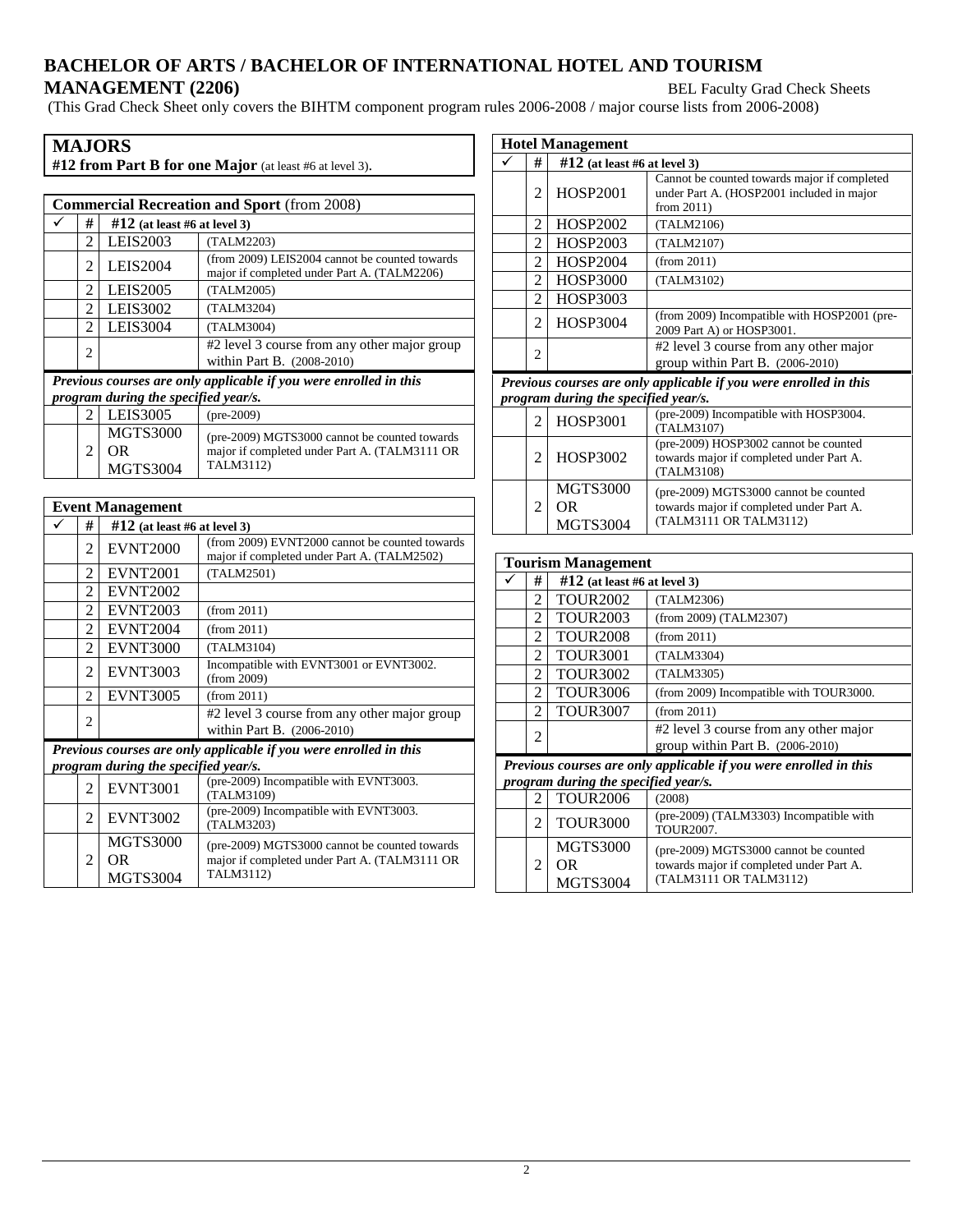# BACHELOR OF ARTS / BACHELOR OF INTERNATIONAL HOTEL AND TOURISM MANAGEMENT (2206)

BEL Faculty Grad Check Sheets

(This Grad Check Sheet only covers the BIHTM component program rules 2006-2008 / major course lists from 2006-2008)

## MAJORS

**#12 from Part B for one Major** (at least #6 at level 3).

| **Commercial Recreation and Sport** (from 2008) | | | |
|---|---|---|---|
| ✓ | # | **#12 (at least #6 at level 3)** | |
| | 2 | LEIS2003 | (TALM2203) |
| | 2 | LEIS2004 | (from 2009) LEIS2004 cannot be counted towards major if completed under Part A. (TALM2206) |
| | 2 | LEIS2005 | (TALM2005) |
| | 2 | LEIS3002 | (TALM3204) |
| | 2 | LEIS3004 | (TALM3004) |
| | 2 | | #2 level 3 course from any other major group within Part B. (2008-2010) |
| ***Previous courses are only applicable if you were enrolled in this program during the specified year/s.*** | | | |
| | 2 | LEIS3005 | (pre-2009) |
| | 2 | MGTS3000 OR MGTS3004 | (pre-2009) MGTS3000 cannot be counted towards major if completed under Part A. (TALM3111 OR TALM3112) |

| **Event Management** | | | |
|---|---|---|---|
| ✓ | # | **#12 (at least #6 at level 3)** | |
| | 2 | EVNT2000 | (from 2009) EVNT2000 cannot be counted towards major if completed under Part A. (TALM2502) |
| | 2 | EVNT2001 | (TALM2501) |
| | 2 | EVNT2002 | |
| | 2 | EVNT2003 | (from 2011) |
| | 2 | EVNT2004 | (from 2011) |
| | 2 | EVNT3000 | (TALM3104) |
| | 2 | EVNT3003 | Incompatible with EVNT3001 or EVNT3002. (from 2009) |
| | 2 | EVNT3005 | (from 2011) |
| | 2 | | #2 level 3 course from any other major group within Part B. (2006-2010) |
| ***Previous courses are only applicable if you were enrolled in this program during the specified year/s.*** | | | |
| | 2 | EVNT3001 | (pre-2009) Incompatible with EVNT3003. (TALM3109) |
| | 2 | EVNT3002 | (pre-2009) Incompatible with EVNT3003. (TALM3203) |
| | 2 | MGTS3000 OR MGTS3004 | (pre-2009) MGTS3000 cannot be counted towards major if completed under Part A. (TALM3111 OR TALM3112) |

| **Hotel Management** | | | |
|---|---|---|---|
| ✓ | # | **#12 (at least #6 at level 3)** | |
| | 2 | HOSP2001 | Cannot be counted towards major if completed under Part A. (HOSP2001 included in major from 2011) |
| | 2 | HOSP2002 | (TALM2106) |
| | 2 | HOSP2003 | (TALM2107) |
| | 2 | HOSP2004 | (from 2011) |
| | 2 | HOSP3000 | (TALM3102) |
| | 2 | HOSP3003 | |
| | 2 | HOSP3004 | (from 2009) Incompatible with HOSP2001 (pre-2009 Part A) or HOSP3001. |
| | 2 | | #2 level 3 course from any other major group within Part B. (2006-2010) |
| ***Previous courses are only applicable if you were enrolled in this program during the specified year/s.*** | | | |
| | 2 | HOSP3001 | (pre-2009) Incompatible with HOSP3004. (TALM3107) |
| | 2 | HOSP3002 | (pre-2009) HOSP3002 cannot be counted towards major if completed under Part A. (TALM3108) |
| | 2 | MGTS3000 OR MGTS3004 | (pre-2009) MGTS3000 cannot be counted towards major if completed under Part A. (TALM3111 OR TALM3112) |

| **Tourism Management** | | | |
|---|---|---|---|
| ✓ | # | **#12 (at least #6 at level 3)** | |
| | 2 | TOUR2002 | (TALM2306) |
| | 2 | TOUR2003 | (from 2009) (TALM2307) |
| | 2 | TOUR2008 | (from 2011) |
| | 2 | TOUR3001 | (TALM3304) |
| | 2 | TOUR3002 | (TALM3305) |
| | 2 | TOUR3006 | (from 2009) Incompatible with TOUR3000. |
| | 2 | TOUR3007 | (from 2011) |
| | 2 | | #2 level 3 course from any other major group within Part B. (2006-2010) |
| ***Previous courses are only applicable if you were enrolled in this program during the specified year/s.*** | | | |
| | 2 | TOUR2006 | (2008) |
| | 2 | TOUR3000 | (pre-2009) (TALM3303) Incompatible with TOUR2007. |
| | 2 | MGTS3000 OR MGTS3004 | (pre-2009) MGTS3000 cannot be counted towards major if completed under Part A. (TALM3111 OR TALM3112) |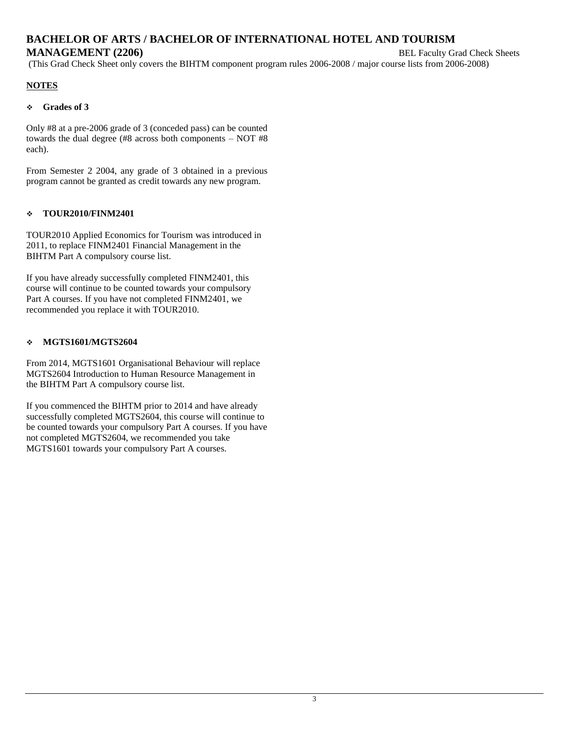# BACHELOR OF ARTS / BACHELOR OF INTERNATIONAL HOTEL AND TOURISM MANAGEMENT (2206)

BEL Faculty Grad Check Sheets

(This Grad Check Sheet only covers the BIHTM component program rules 2006-2008 / major course lists from 2006-2008)

## NOTES

- **Grades of 3**

Only #8 at a pre-2006 grade of 3 (conceded pass) can be counted towards the dual degree (#8 across both components – NOT #8 each).

From Semester 2 2004, any grade of 3 obtained in a previous program cannot be granted as credit towards any new program.

- **TOUR2010/FINM2401**

TOUR2010 Applied Economics for Tourism was introduced in 2011, to replace FINM2401 Financial Management in the BIHTM Part A compulsory course list.

If you have already successfully completed FINM2401, this course will continue to be counted towards your compulsory Part A courses. If you have not completed FINM2401, we recommended you replace it with TOUR2010.

- **MGTS1601/MGTS2604**

From 2014, MGTS1601 Organisational Behaviour will replace MGTS2604 Introduction to Human Resource Management in the BIHTM Part A compulsory course list.

If you commenced the BIHTM prior to 2014 and have already successfully completed MGTS2604, this course will continue to be counted towards your compulsory Part A courses. If you have not completed MGTS2604, we recommended you take MGTS1601 towards your compulsory Part A courses.